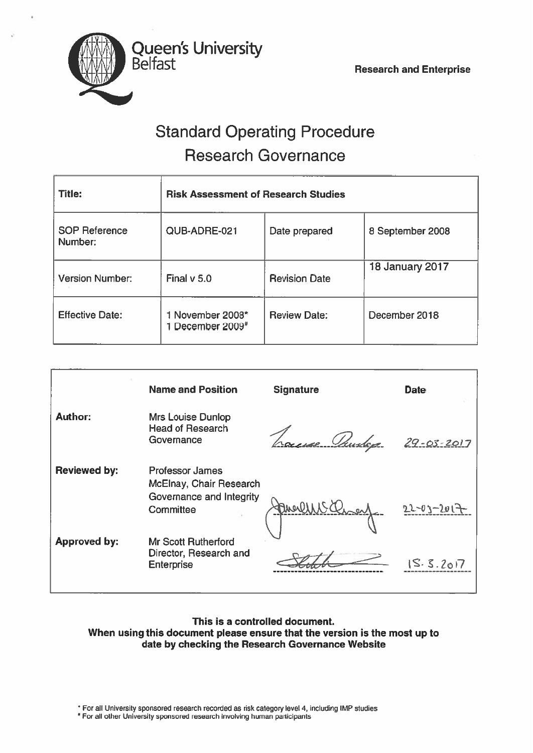Queen's University Belfast

**Research and Enterprise**

# Standard Operating Procedure
# Research Governance

| **Title:** | **Risk Assessment of Research Studies** | | |
|---|---|---|---|
| SOP Reference Number: | QUB-ADRE-021 | Date prepared | 8 September 2008 |
| Version Number: | Final v 5.0 | Revision Date | 18 January 2017 |
| Effective Date: | 1 November 2008*<br>1 December 2009# | Review Date: | December 2018 |

| | **Name and Position** | **Signature** | **Date** |
|---|---|---|---|
| **Author:** | Mrs Louise Dunlop<br>Head of Research Governance | Louise Dunlop | 29-03-2017 |
| **Reviewed by:** | Professor James McElnay, Chair Research Governance and Integrity Committee | James McElnay | 22-03-2017 |
| **Approved by:** | Mr Scott Rutherford<br>Director, Research and Enterprise | Scott Rutherford | 15.3.2017 |

**This is a controlled document.**
**When using this document please ensure that the version is the most up to date by checking the Research Governance Website**

\* For all University sponsored research recorded as risk category level 4, including IMP studies
\# For all other University sponsored research involving human participants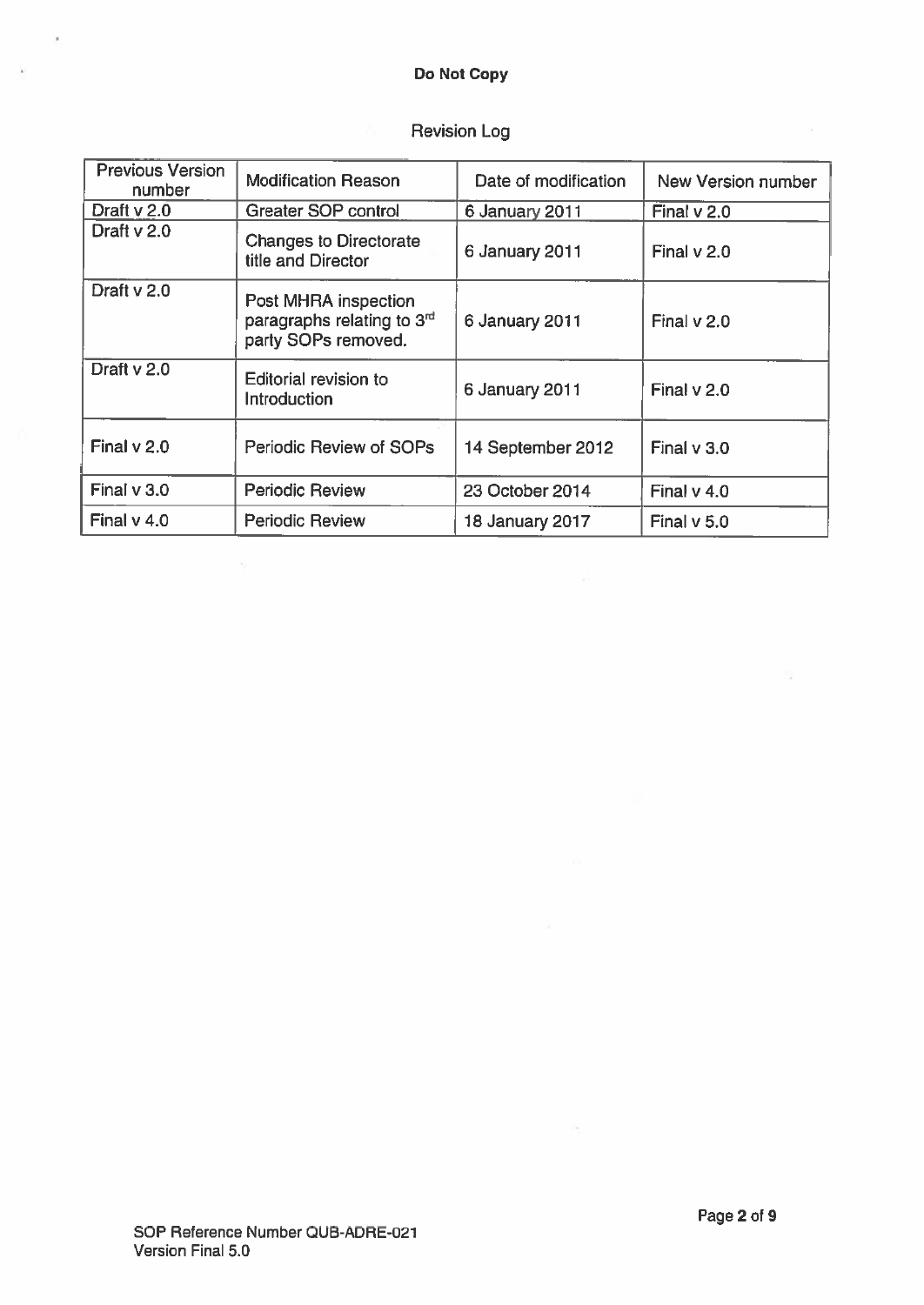**Do Not Copy**

## Revision Log

| Previous Version number | Modification Reason | Date of modification | New Version number |
|---|---|---|---|
| Draft v 2.0 | Greater SOP control | 6 January 2011 | Final v 2.0 |
| Draft v 2.0 | Changes to Directorate title and Director | 6 January 2011 | Final v 2.0 |
| Draft v 2.0 | Post MHRA inspection paragraphs relating to 3rd party SOPs removed. | 6 January 2011 | Final v 2.0 |
| Draft v 2.0 | Editorial revision to Introduction | 6 January 2011 | Final v 2.0 |
| Final v 2.0 | Periodic Review of SOPs | 14 September 2012 | Final v 3.0 |
| Final v 3.0 | Periodic Review | 23 October 2014 | Final v 4.0 |
| Final v 4.0 | Periodic Review | 18 January 2017 | Final v 5.0 |

SOP Reference Number QUB-ADRE-021
Version Final 5.0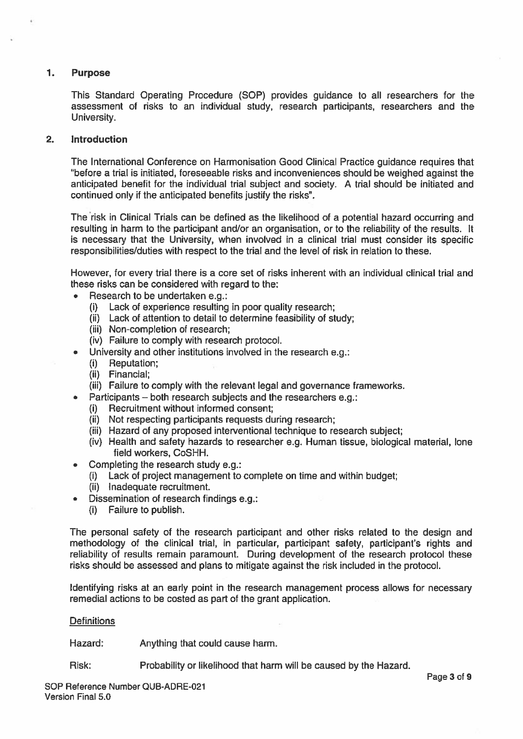## 1. Purpose

This Standard Operating Procedure (SOP) provides guidance to all researchers for the assessment of risks to an individual study, research participants, researchers and the University.

## 2. Introduction

The International Conference on Harmonisation Good Clinical Practice guidance requires that "before a trial is initiated, foreseeable risks and inconveniences should be weighed against the anticipated benefit for the individual trial subject and society. A trial should be initiated and continued only if the anticipated benefits justify the risks".

The risk in Clinical Trials can be defined as the likelihood of a potential hazard occurring and resulting in harm to the participant and/or an organisation, or to the reliability of the results. It is necessary that the University, when involved in a clinical trial must consider its specific responsibilities/duties with respect to the trial and the level of risk in relation to these.

However, for every trial there is a core set of risks inherent with an individual clinical trial and these risks can be considered with regard to the:

- Research to be undertaken e.g.:
  - (i) Lack of experience resulting in poor quality research;
  - (ii) Lack of attention to detail to determine feasibility of study;
  - (iii) Non-completion of research;
  - (iv) Failure to comply with research protocol.
- University and other institutions involved in the research e.g.:
  - (i) Reputation;
  - (ii) Financial;
  - (iii) Failure to comply with the relevant legal and governance frameworks.
- Participants – both research subjects and the researchers e.g.:
  - (i) Recruitment without informed consent;
  - (ii) Not respecting participants requests during research;
  - (iii) Hazard of any proposed interventional technique to research subject;
  - (iv) Health and safety hazards to researcher e.g. Human tissue, biological material, lone field workers, CoSHH.
- Completing the research study e.g.:
  - (i) Lack of project management to complete on time and within budget;
  - (ii) Inadequate recruitment.
- Dissemination of research findings e.g.:
  - (i) Failure to publish.

The personal safety of the research participant and other risks related to the design and methodology of the clinical trial, in particular, participant safety, participant's rights and reliability of results remain paramount. During development of the research protocol these risks should be assessed and plans to mitigate against the risk included in the protocol.

Identifying risks at an early point in the research management process allows for necessary remedial actions to be costed as part of the grant application.

Definitions

Hazard: Anything that could cause harm.

Risk: Probability or likelihood that harm will be caused by the Hazard.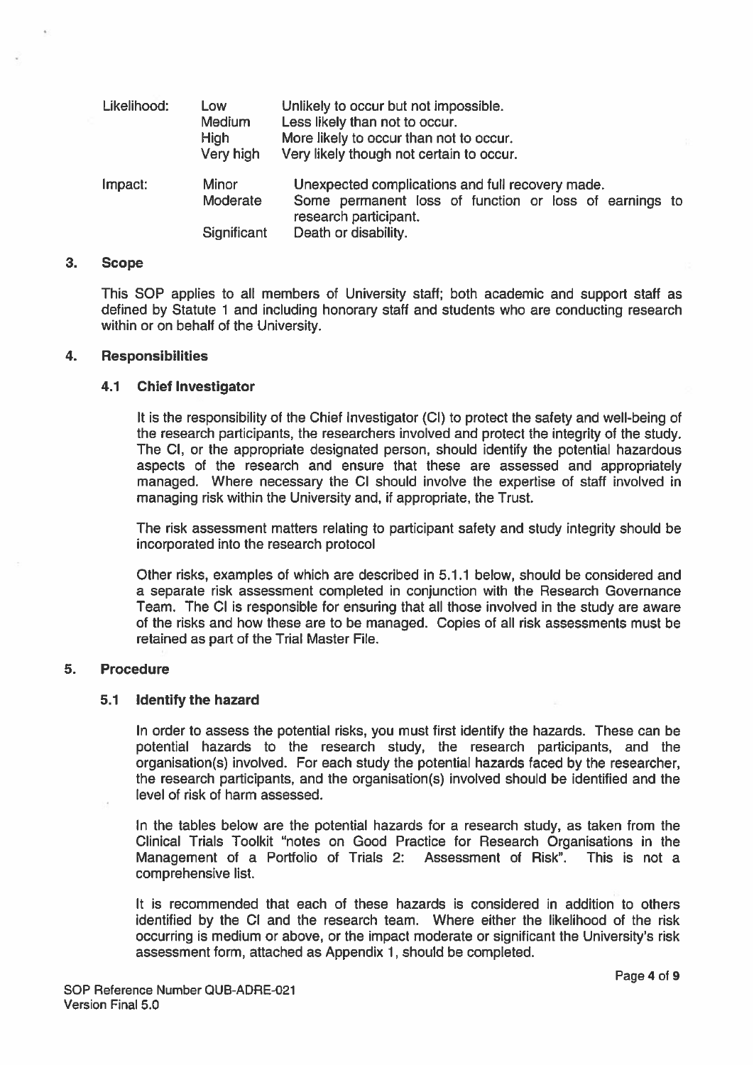| | | |
|---|---|---|
| Likelihood: | Low | Unlikely to occur but not impossible. |
| | Medium | Less likely than not to occur. |
| | High | More likely to occur than not to occur. |
| | Very high | Very likely though not certain to occur. |
| Impact: | Minor | Unexpected complications and full recovery made. |
| | Moderate | Some permanent loss of function or loss of earnings to research participant. |
| | Significant | Death or disability. |

## 3. Scope

This SOP applies to all members of University staff; both academic and support staff as defined by Statute 1 and including honorary staff and students who are conducting research within or on behalf of the University.

## 4. Responsibilities

### 4.1 Chief Investigator

It is the responsibility of the Chief Investigator (CI) to protect the safety and well-being of the research participants, the researchers involved and protect the integrity of the study. The CI, or the appropriate designated person, should identify the potential hazardous aspects of the research and ensure that these are assessed and appropriately managed. Where necessary the CI should involve the expertise of staff involved in managing risk within the University and, if appropriate, the Trust.

The risk assessment matters relating to participant safety and study integrity should be incorporated into the research protocol

Other risks, examples of which are described in 5.1.1 below, should be considered and a separate risk assessment completed in conjunction with the Research Governance Team. The CI is responsible for ensuring that all those involved in the study are aware of the risks and how these are to be managed. Copies of all risk assessments must be retained as part of the Trial Master File.

## 5. Procedure

### 5.1 Identify the hazard

In order to assess the potential risks, you must first identify the hazards. These can be potential hazards to the research study, the research participants, and the organisation(s) involved. For each study the potential hazards faced by the researcher, the research participants, and the organisation(s) involved should be identified and the level of risk of harm assessed.

In the tables below are the potential hazards for a research study, as taken from the Clinical Trials Toolkit "notes on Good Practice for Research Organisations in the Management of a Portfolio of Trials 2: Assessment of Risk". This is not a comprehensive list.

It is recommended that each of these hazards is considered in addition to others identified by the CI and the research team. Where either the likelihood of the risk occurring is medium or above, or the impact moderate or significant the University's risk assessment form, attached as Appendix 1, should be completed.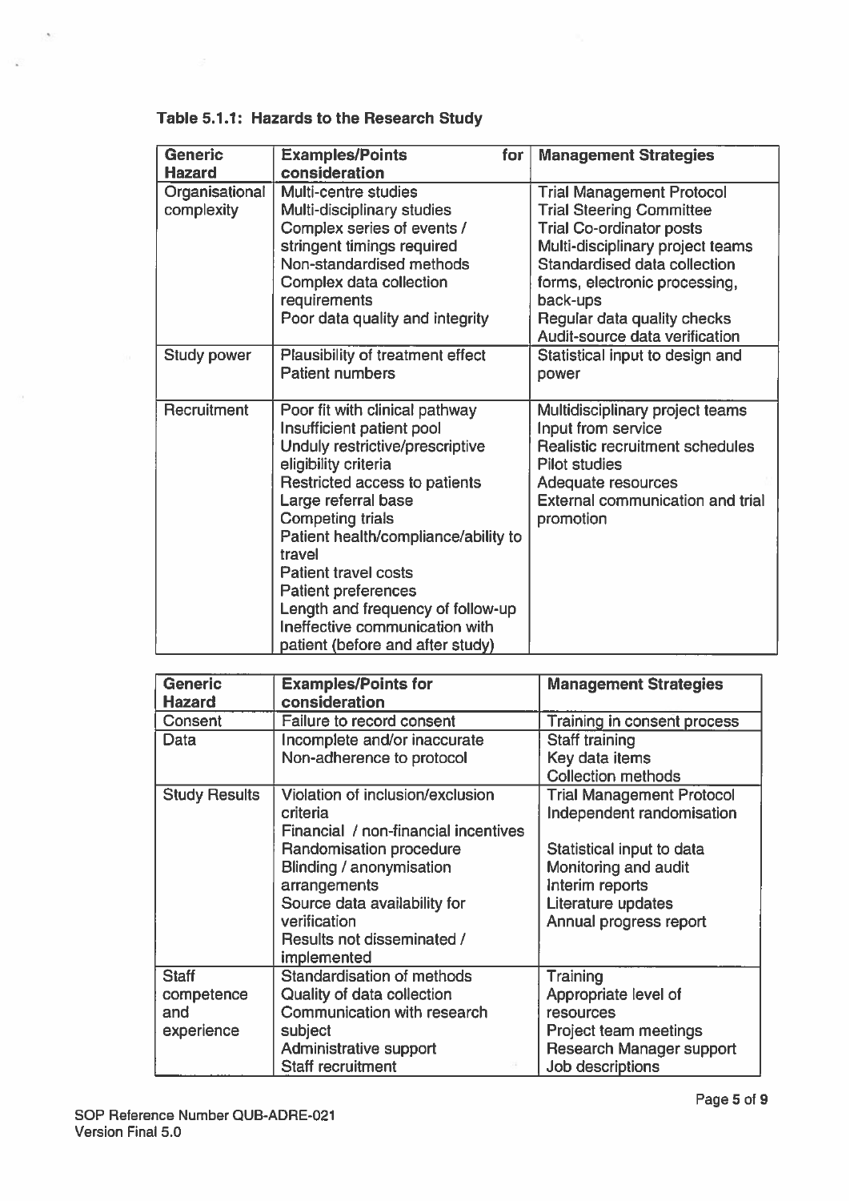**Table 5.1.1: Hazards to the Research Study**

| Generic Hazard | Examples/Points for consideration | Management Strategies |
|---|---|---|
| Organisational complexity | Multi-centre studies<br>Multi-disciplinary studies<br>Complex series of events / stringent timings required<br>Non-standardised methods<br>Complex data collection requirements<br>Poor data quality and integrity | Trial Management Protocol<br>Trial Steering Committee<br>Trial Co-ordinator posts<br>Multi-disciplinary project teams<br>Standardised data collection forms, electronic processing, back-ups<br>Regular data quality checks<br>Audit-source data verification |
| Study power | Plausibility of treatment effect<br>Patient numbers | Statistical input to design and power |
| Recruitment | Poor fit with clinical pathway<br>Insufficient patient pool<br>Unduly restrictive/prescriptive eligibility criteria<br>Restricted access to patients<br>Large referral base<br>Competing trials<br>Patient health/compliance/ability to travel<br>Patient travel costs<br>Patient preferences<br>Length and frequency of follow-up<br>Ineffective communication with patient (before and after study) | Multidisciplinary project teams<br>Input from service<br>Realistic recruitment schedules<br>Pilot studies<br>Adequate resources<br>External communication and trial promotion |
| Consent | Failure to record consent | Training in consent process |
| Data | Incomplete and/or inaccurate<br>Non-adherence to protocol | Staff training<br>Key data items<br>Collection methods |
| Study Results | Violation of inclusion/exclusion criteria<br>Financial / non-financial incentives<br>Randomisation procedure<br>Blinding / anonymisation arrangements<br>Source data availability for verification<br>Results not disseminated / implemented | Trial Management Protocol<br>Independent randomisation<br><br>Statistical input to data<br>Monitoring and audit<br>Interim reports<br>Literature updates<br>Annual progress report |
| Staff competence and experience | Standardisation of methods<br>Quality of data collection<br>Communication with research subject<br>Administrative support<br>Staff recruitment | Training<br>Appropriate level of resources<br>Project team meetings<br>Research Manager support<br>Job descriptions |

SOP Reference Number QUB-ADRE-021
Version Final 5.0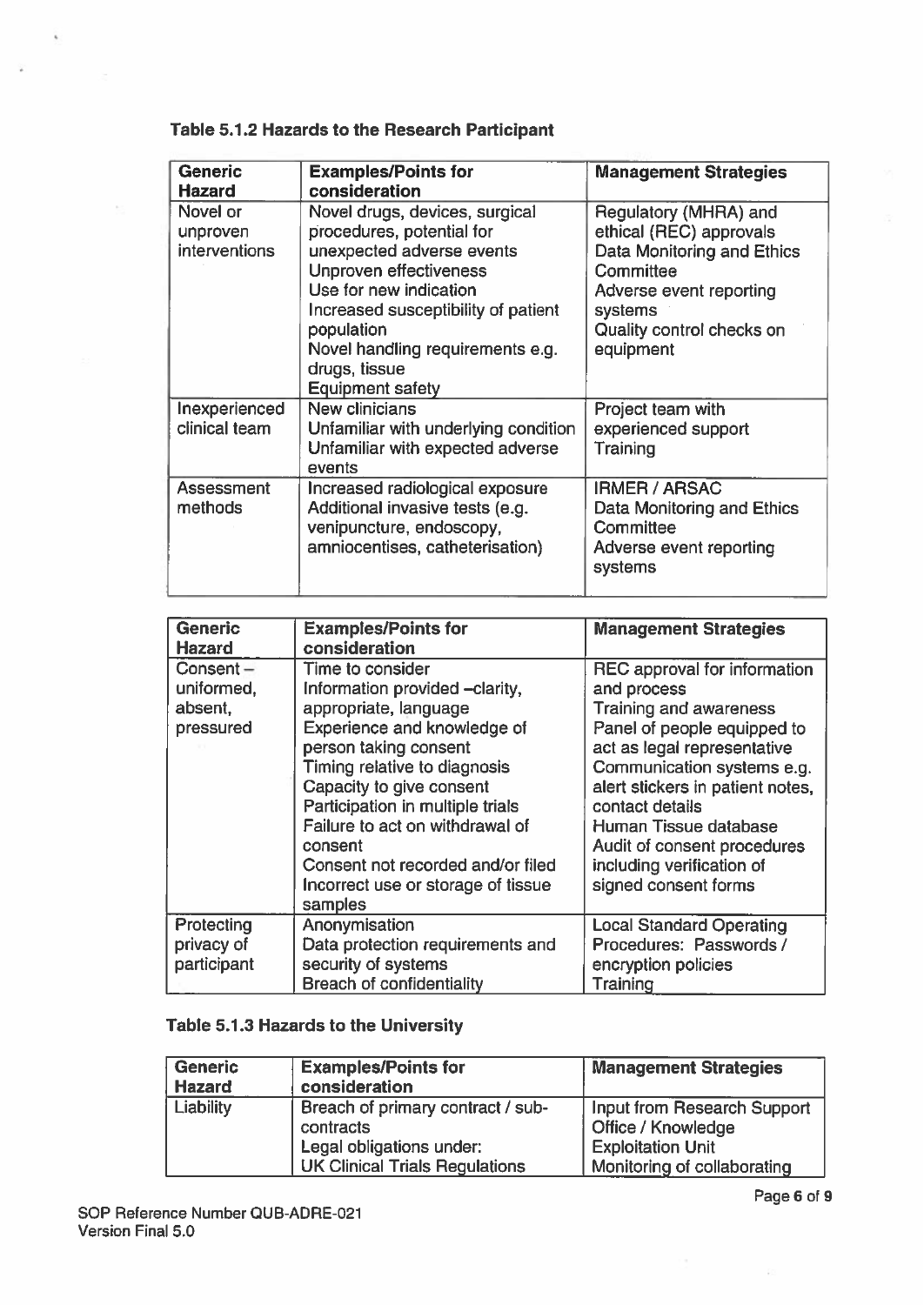### Table 5.1.2 Hazards to the Research Participant

| Generic Hazard | Examples/Points for consideration | Management Strategies |
|---|---|---|
| Novel or unproven interventions | Novel drugs, devices, surgical procedures, potential for unexpected adverse events<br>Unproven effectiveness<br>Use for new indication<br>Increased susceptibility of patient population<br>Novel handling requirements e.g. drugs, tissue<br>Equipment safety | Regulatory (MHRA) and ethical (REC) approvals<br>Data Monitoring and Ethics Committee<br>Adverse event reporting systems<br>Quality control checks on equipment |
| Inexperienced clinical team | New clinicians<br>Unfamiliar with underlying condition<br>Unfamiliar with expected adverse events | Project team with experienced support<br>Training |
| Assessment methods | Increased radiological exposure<br>Additional invasive tests (e.g. venipuncture, endoscopy, amniocentises, catheterisation) | IRMER / ARSAC<br>Data Monitoring and Ethics Committee<br>Adverse event reporting systems |
| Consent – uniformed, absent, pressured | Time to consider<br>Information provided –clarity, appropriate, language<br>Experience and knowledge of person taking consent<br>Timing relative to diagnosis<br>Capacity to give consent<br>Participation in multiple trials<br>Failure to act on withdrawal of consent<br>Consent not recorded and/or filed<br>Incorrect use or storage of tissue samples | REC approval for information and process<br>Training and awareness<br>Panel of people equipped to act as legal representative<br>Communication systems e.g. alert stickers in patient notes, contact details<br>Human Tissue database<br>Audit of consent procedures including verification of signed consent forms |
| Protecting privacy of participant | Anonymisation<br>Data protection requirements and security of systems<br>Breach of confidentiality | Local Standard Operating Procedures: Passwords / encryption policies<br>Training |

### Table 5.1.3 Hazards to the University

| Generic Hazard | Examples/Points for consideration | Management Strategies |
|---|---|---|
| Liability | Breach of primary contract / sub-contracts<br>Legal obligations under:<br>UK Clinical Trials Regulations | Input from Research Support Office / Knowledge Exploitation Unit<br>Monitoring of collaborating |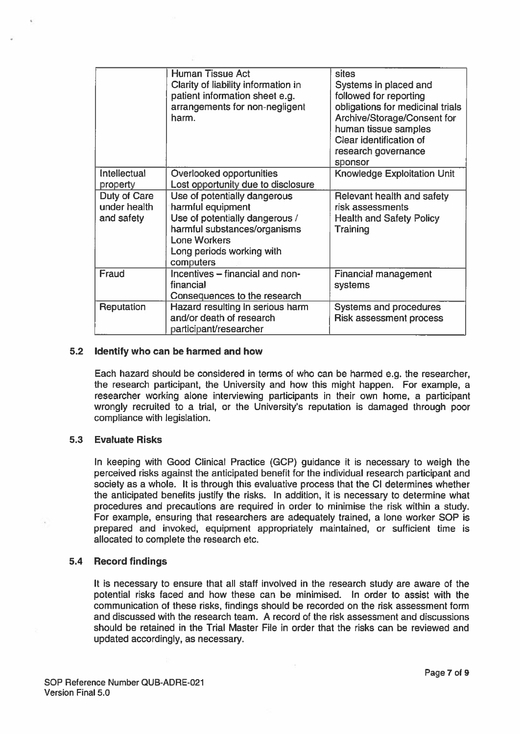| | | |
|---|---|---|
| | Human Tissue Act<br>Clarity of liability information in patient information sheet e.g. arrangements for non-negligent harm. | sites<br>Systems in placed and followed for reporting obligations for medicinal trials<br>Archive/Storage/Consent for human tissue samples<br>Clear identification of research governance sponsor |
| Intellectual property | Overlooked opportunities<br>Lost opportunity due to disclosure | Knowledge Exploitation Unit |
| Duty of Care under health and safety | Use of potentially dangerous harmful equipment<br>Use of potentially dangerous / harmful substances/organisms<br>Lone Workers<br>Long periods working with computers | Relevant health and safety risk assessments<br>Health and Safety Policy<br>Training |
| Fraud | Incentives – financial and non-financial<br>Consequences to the research | Financial management systems |
| Reputation | Hazard resulting in serious harm and/or death of research participant/researcher | Systems and procedures<br>Risk assessment process |

### 5.2 Identify who can be harmed and how

Each hazard should be considered in terms of who can be harmed e.g. the researcher, the research participant, the University and how this might happen. For example, a researcher working alone interviewing participants in their own home, a participant wrongly recruited to a trial, or the University's reputation is damaged through poor compliance with legislation.

### 5.3 Evaluate Risks

In keeping with Good Clinical Practice (GCP) guidance it is necessary to weigh the perceived risks against the anticipated benefit for the individual research participant and society as a whole. It is through this evaluative process that the CI determines whether the anticipated benefits justify the risks. In addition, it is necessary to determine what procedures and precautions are required in order to minimise the risk within a study. For example, ensuring that researchers are adequately trained, a lone worker SOP is prepared and invoked, equipment appropriately maintained, or sufficient time is allocated to complete the research etc.

### 5.4 Record findings

It is necessary to ensure that all staff involved in the research study are aware of the potential risks faced and how these can be minimised. In order to assist with the communication of these risks, findings should be recorded on the risk assessment form and discussed with the research team. A record of the risk assessment and discussions should be retained in the Trial Master File in order that the risks can be reviewed and updated accordingly, as necessary.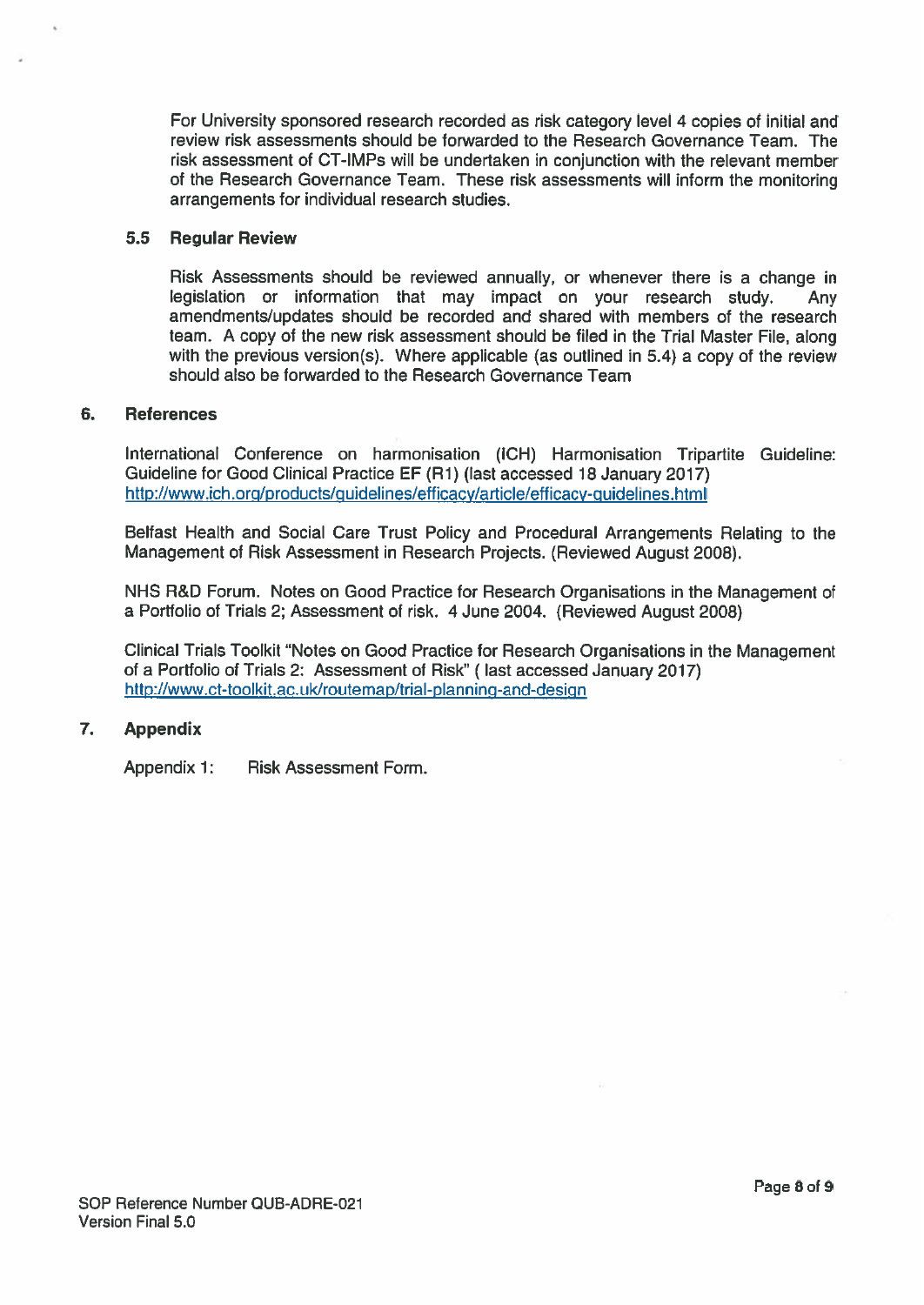For University sponsored research recorded as risk category level 4 copies of initial and review risk assessments should be forwarded to the Research Governance Team. The risk assessment of CT-IMPs will be undertaken in conjunction with the relevant member of the Research Governance Team. These risk assessments will inform the monitoring arrangements for individual research studies.

### 5.5 Regular Review

Risk Assessments should be reviewed annually, or whenever there is a change in legislation or information that may impact on your research study. Any amendments/updates should be recorded and shared with members of the research team. A copy of the new risk assessment should be filed in the Trial Master File, along with the previous version(s). Where applicable (as outlined in 5.4) a copy of the review should also be forwarded to the Research Governance Team

## 6. References

International Conference on harmonisation (ICH) Harmonisation Tripartite Guideline: Guideline for Good Clinical Practice EF (R1) (last accessed 18 January 2017)
http://www.ich.org/products/guidelines/efficacy/article/efficacy-guidelines.html

Belfast Health and Social Care Trust Policy and Procedural Arrangements Relating to the Management of Risk Assessment in Research Projects. (Reviewed August 2008).

NHS R&D Forum. Notes on Good Practice for Research Organisations in the Management of a Portfolio of Trials 2; Assessment of risk. 4 June 2004. (Reviewed August 2008)

Clinical Trials Toolkit "Notes on Good Practice for Research Organisations in the Management of a Portfolio of Trials 2: Assessment of Risk" ( last accessed January 2017)
http://www.ct-toolkit.ac.uk/routemap/trial-planning-and-design

## 7. Appendix

Appendix 1: Risk Assessment Form.

SOP Reference Number QUB-ADRE-021
Version Final 5.0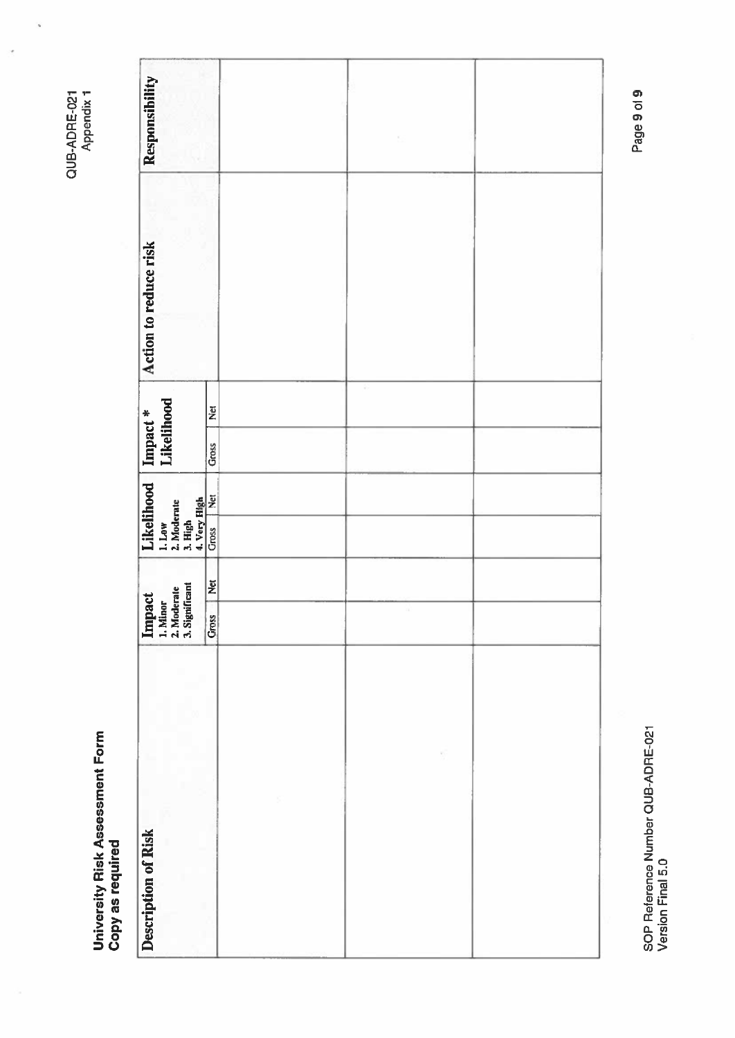QUB-ADRE-021
Appendix 1

**University Risk Assessment Form**
**Copy as required**

| Description of Risk | Impact<br>1. Minor<br>2. Moderate<br>3. Significant | | Likelihood<br>1. Low<br>2. Moderate<br>3. High<br>4. Very High | | Impact * Likelihood | | Action to reduce risk | Responsibility |
|---|---|---|---|---|---|---|---|---|
| | Gross | Net | Gross | Net | Gross | Net | | |
| | | | | | | | | |
| | | | | | | | | |
| | | | | | | | | |

SOP Reference Number QUB-ADRE-021
Version Final 5.0